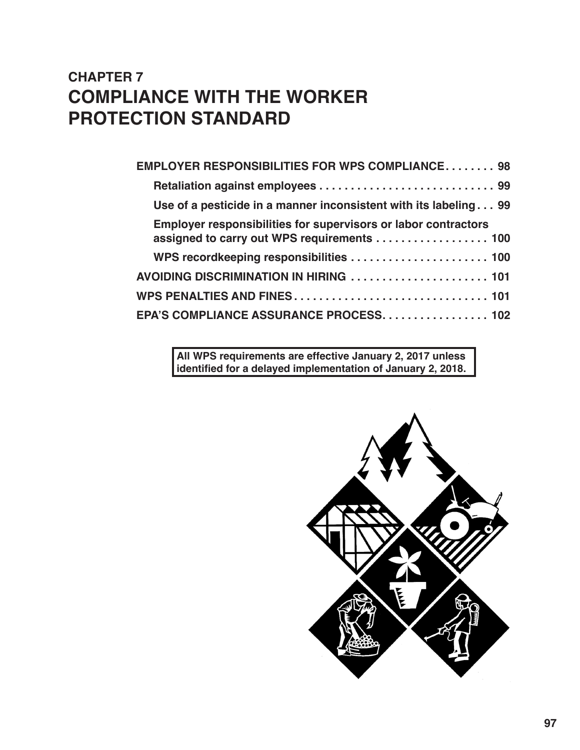# CHAPTER 7
# COMPLIANCE WITH THE WORKER PROTECTION STANDARD

**EMPLOYER RESPONSIBILITIES FOR WPS COMPLIANCE . . . . . . . . 98**

- **Retaliation against employees . . . . . . . . . . . . . . . . . . . . . . . . . . . . 99**
- **Use of a pesticide in a manner inconsistent with its labeling . . . 99**
- **Employer responsibilities for supervisors or labor contractors assigned to carry out WPS requirements . . . . . . . . . . . . . . . . . . 100**
- **WPS recordkeeping responsibilities . . . . . . . . . . . . . . . . . . . . . . 100**

**AVOIDING DISCRIMINATION IN HIRING . . . . . . . . . . . . . . . . . . . . . . 101**

**WPS PENALTIES AND FINES . . . . . . . . . . . . . . . . . . . . . . . . . . . . . . . 101**

**EPA'S COMPLIANCE ASSURANCE PROCESS . . . . . . . . . . . . . . . . . 102**

**All WPS requirements are effective January 2, 2017 unless identified for a delayed implementation of January 2, 2018.**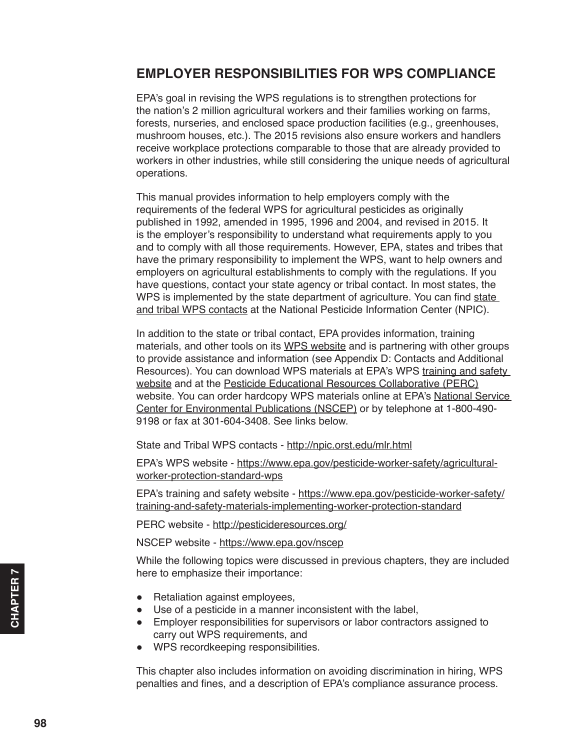## EMPLOYER RESPONSIBILITIES FOR WPS COMPLIANCE

EPA's goal in revising the WPS regulations is to strengthen protections for the nation's 2 million agricultural workers and their families working on farms, forests, nurseries, and enclosed space production facilities (e.g., greenhouses, mushroom houses, etc.). The 2015 revisions also ensure workers and handlers receive workplace protections comparable to those that are already provided to workers in other industries, while still considering the unique needs of agricultural operations.

This manual provides information to help employers comply with the requirements of the federal WPS for agricultural pesticides as originally published in 1992, amended in 1995, 1996 and 2004, and revised in 2015. It is the employer's responsibility to understand what requirements apply to you and to comply with all those requirements. However, EPA, states and tribes that have the primary responsibility to implement the WPS, want to help owners and employers on agricultural establishments to comply with the regulations. If you have questions, contact your state agency or tribal contact. In most states, the WPS is implemented by the state department of agriculture. You can find state and tribal WPS contacts at the National Pesticide Information Center (NPIC).

In addition to the state or tribal contact, EPA provides information, training materials, and other tools on its WPS website and is partnering with other groups to provide assistance and information (see Appendix D: Contacts and Additional Resources). You can download WPS materials at EPA's WPS training and safety website and at the Pesticide Educational Resources Collaborative (PERC) website. You can order hardcopy WPS materials online at EPA's National Service Center for Environmental Publications (NSCEP) or by telephone at 1-800-490-9198 or fax at 301-604-3408. See links below.

State and Tribal WPS contacts - http://npic.orst.edu/mlr.html

EPA's WPS website - https://www.epa.gov/pesticide-worker-safety/agricultural-worker-protection-standard-wps

EPA's training and safety website - https://www.epa.gov/pesticide-worker-safety/training-and-safety-materials-implementing-worker-protection-standard

PERC website - http://pesticideresources.org/

NSCEP website - https://www.epa.gov/nscep

While the following topics were discussed in previous chapters, they are included here to emphasize their importance:

- Retaliation against employees,
- Use of a pesticide in a manner inconsistent with the label,
- Employer responsibilities for supervisors or labor contractors assigned to carry out WPS requirements, and
- WPS recordkeeping responsibilities.

This chapter also includes information on avoiding discrimination in hiring, WPS penalties and fines, and a description of EPA's compliance assurance process.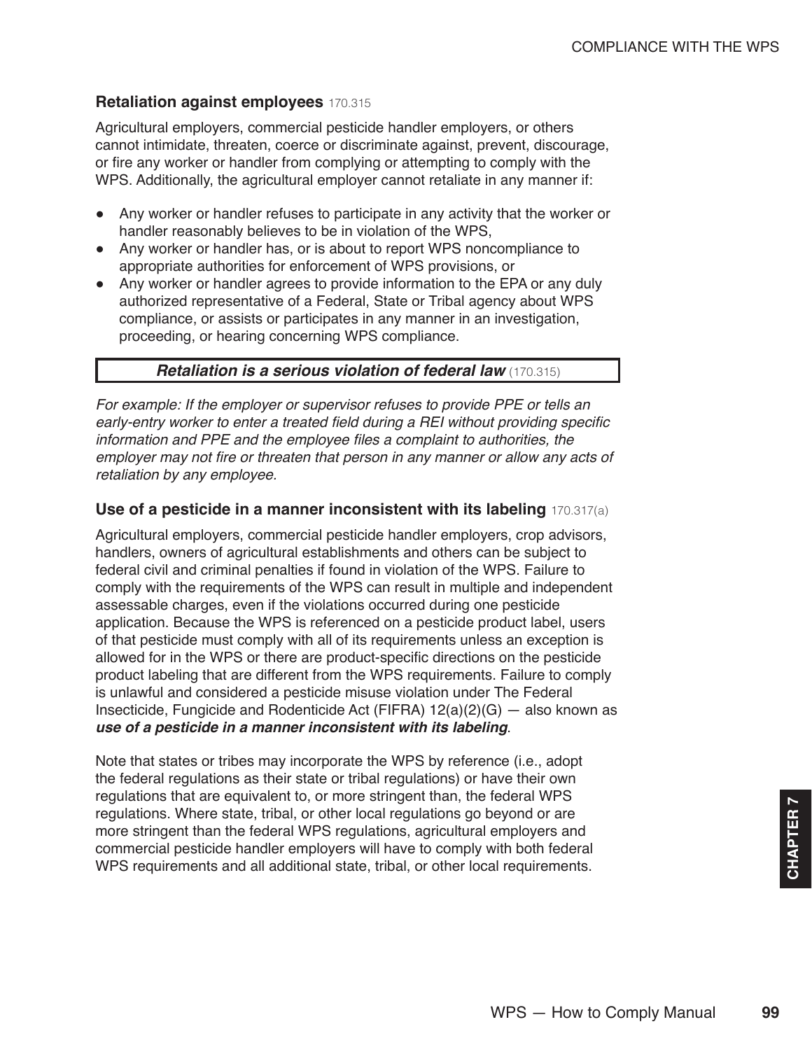### Retaliation against employees 170.315

Agricultural employers, commercial pesticide handler employers, or others cannot intimidate, threaten, coerce or discriminate against, prevent, discourage, or fire any worker or handler from complying or attempting to comply with the WPS. Additionally, the agricultural employer cannot retaliate in any manner if:

- Any worker or handler refuses to participate in any activity that the worker or handler reasonably believes to be in violation of the WPS,
- Any worker or handler has, or is about to report WPS noncompliance to appropriate authorities for enforcement of WPS provisions, or
- Any worker or handler agrees to provide information to the EPA or any duly authorized representative of a Federal, State or Tribal agency about WPS compliance, or assists or participates in any manner in an investigation, proceeding, or hearing concerning WPS compliance.

***Retaliation is a serious violation of federal law*** (170.315)

*For example: If the employer or supervisor refuses to provide PPE or tells an early-entry worker to enter a treated field during a REI without providing specific information and PPE and the employee files a complaint to authorities, the employer may not fire or threaten that person in any manner or allow any acts of retaliation by any employee.*

### Use of a pesticide in a manner inconsistent with its labeling 170.317(a)

Agricultural employers, commercial pesticide handler employers, crop advisors, handlers, owners of agricultural establishments and others can be subject to federal civil and criminal penalties if found in violation of the WPS. Failure to comply with the requirements of the WPS can result in multiple and independent assessable charges, even if the violations occurred during one pesticide application. Because the WPS is referenced on a pesticide product label, users of that pesticide must comply with all of its requirements unless an exception is allowed for in the WPS or there are product-specific directions on the pesticide product labeling that are different from the WPS requirements. Failure to comply is unlawful and considered a pesticide misuse violation under The Federal Insecticide, Fungicide and Rodenticide Act (FIFRA) 12(a)(2)(G) — also known as ***use of a pesticide in a manner inconsistent with its labeling***.

Note that states or tribes may incorporate the WPS by reference (i.e., adopt the federal regulations as their state or tribal regulations) or have their own regulations that are equivalent to, or more stringent than, the federal WPS regulations. Where state, tribal, or other local regulations go beyond or are more stringent than the federal WPS regulations, agricultural employers and commercial pesticide handler employers will have to comply with both federal WPS requirements and all additional state, tribal, or other local requirements.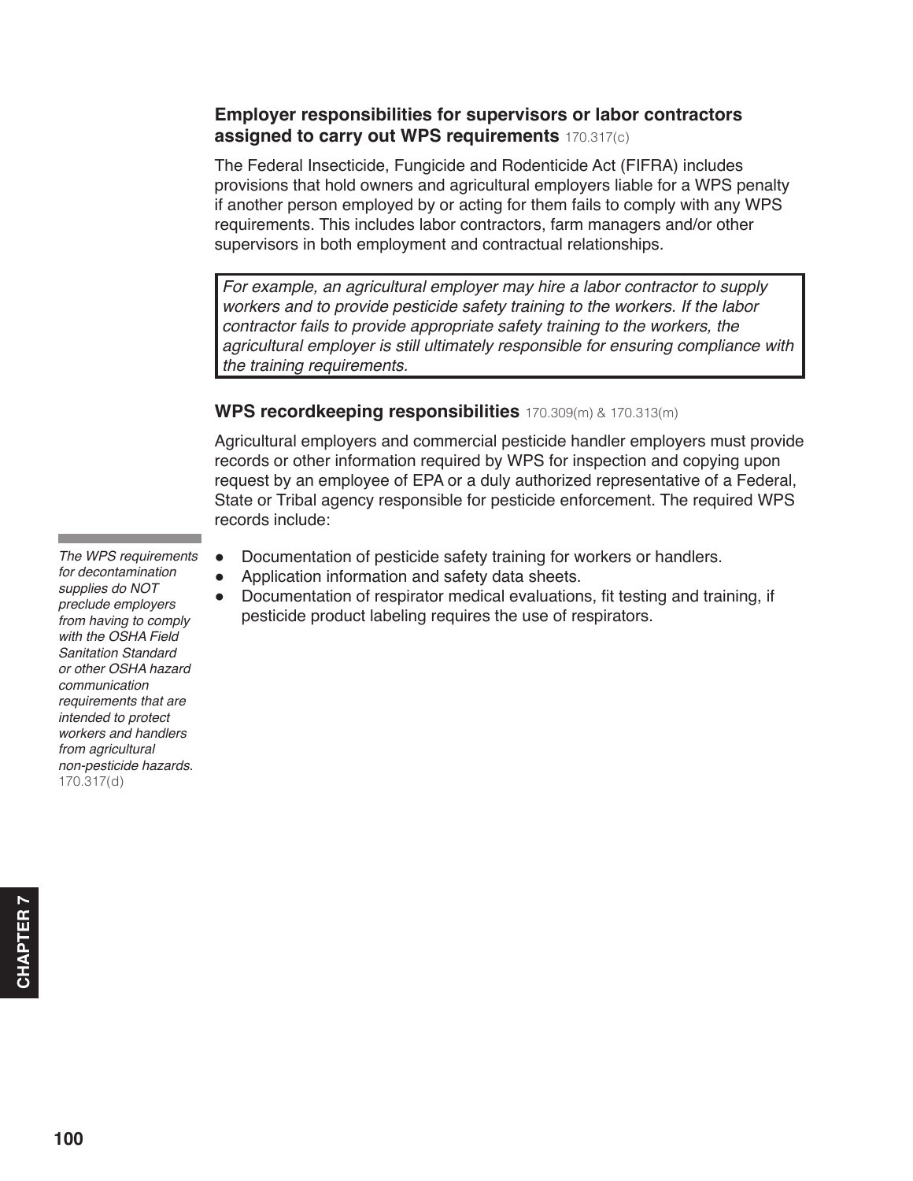### Employer responsibilities for supervisors or labor contractors assigned to carry out WPS requirements 170.317(c)

The Federal Insecticide, Fungicide and Rodenticide Act (FIFRA) includes provisions that hold owners and agricultural employers liable for a WPS penalty if another person employed by or acting for them fails to comply with any WPS requirements. This includes labor contractors, farm managers and/or other supervisors in both employment and contractual relationships.

> *For example, an agricultural employer may hire a labor contractor to supply workers and to provide pesticide safety training to the workers. If the labor contractor fails to provide appropriate safety training to the workers, the agricultural employer is still ultimately responsible for ensuring compliance with the training requirements.*

### WPS recordkeeping responsibilities 170.309(m) & 170.313(m)

Agricultural employers and commercial pesticide handler employers must provide records or other information required by WPS for inspection and copying upon request by an employee of EPA or a duly authorized representative of a Federal, State or Tribal agency responsible for pesticide enforcement. The required WPS records include:

- Documentation of pesticide safety training for workers or handlers.
- Application information and safety data sheets.
- Documentation of respirator medical evaluations, fit testing and training, if pesticide product labeling requires the use of respirators.

*The WPS requirements for decontamination supplies do NOT preclude employers from having to comply with the OSHA Field Sanitation Standard or other OSHA hazard communication requirements that are intended to protect workers and handlers from agricultural non-pesticide hazards.* 170.317(d)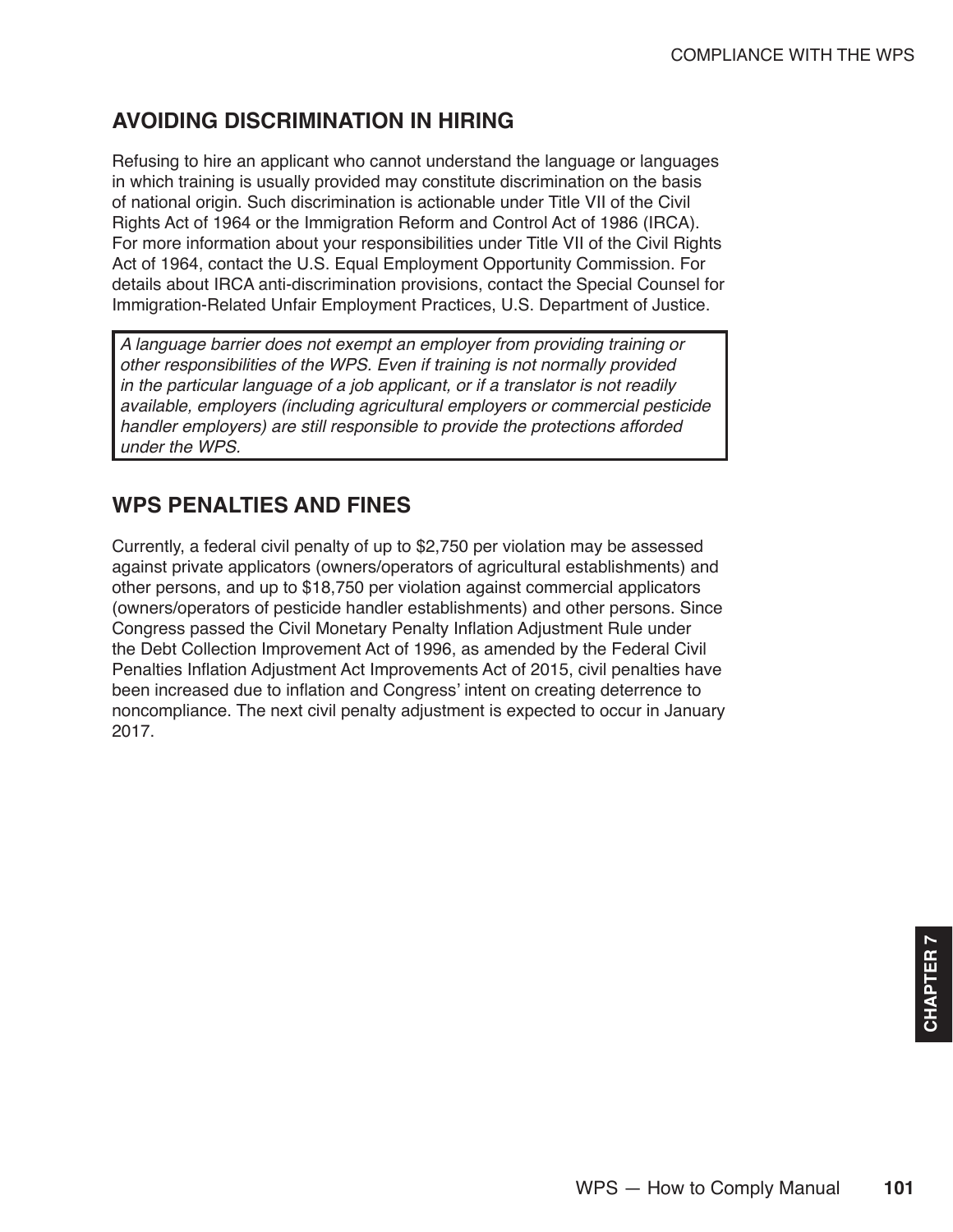## AVOIDING DISCRIMINATION IN HIRING

Refusing to hire an applicant who cannot understand the language or languages in which training is usually provided may constitute discrimination on the basis of national origin. Such discrimination is actionable under Title VII of the Civil Rights Act of 1964 or the Immigration Reform and Control Act of 1986 (IRCA). For more information about your responsibilities under Title VII of the Civil Rights Act of 1964, contact the U.S. Equal Employment Opportunity Commission. For details about IRCA anti-discrimination provisions, contact the Special Counsel for Immigration-Related Unfair Employment Practices, U.S. Department of Justice.

> *A language barrier does not exempt an employer from providing training or other responsibilities of the WPS. Even if training is not normally provided in the particular language of a job applicant, or if a translator is not readily available, employers (including agricultural employers or commercial pesticide handler employers) are still responsible to provide the protections afforded under the WPS.*

## WPS PENALTIES AND FINES

Currently, a federal civil penalty of up to $2,750 per violation may be assessed against private applicators (owners/operators of agricultural establishments) and other persons, and up to $18,750 per violation against commercial applicators (owners/operators of pesticide handler establishments) and other persons. Since Congress passed the Civil Monetary Penalty Inflation Adjustment Rule under the Debt Collection Improvement Act of 1996, as amended by the Federal Civil Penalties Inflation Adjustment Act Improvements Act of 2015, civil penalties have been increased due to inflation and Congress' intent on creating deterrence to noncompliance. The next civil penalty adjustment is expected to occur in January 2017.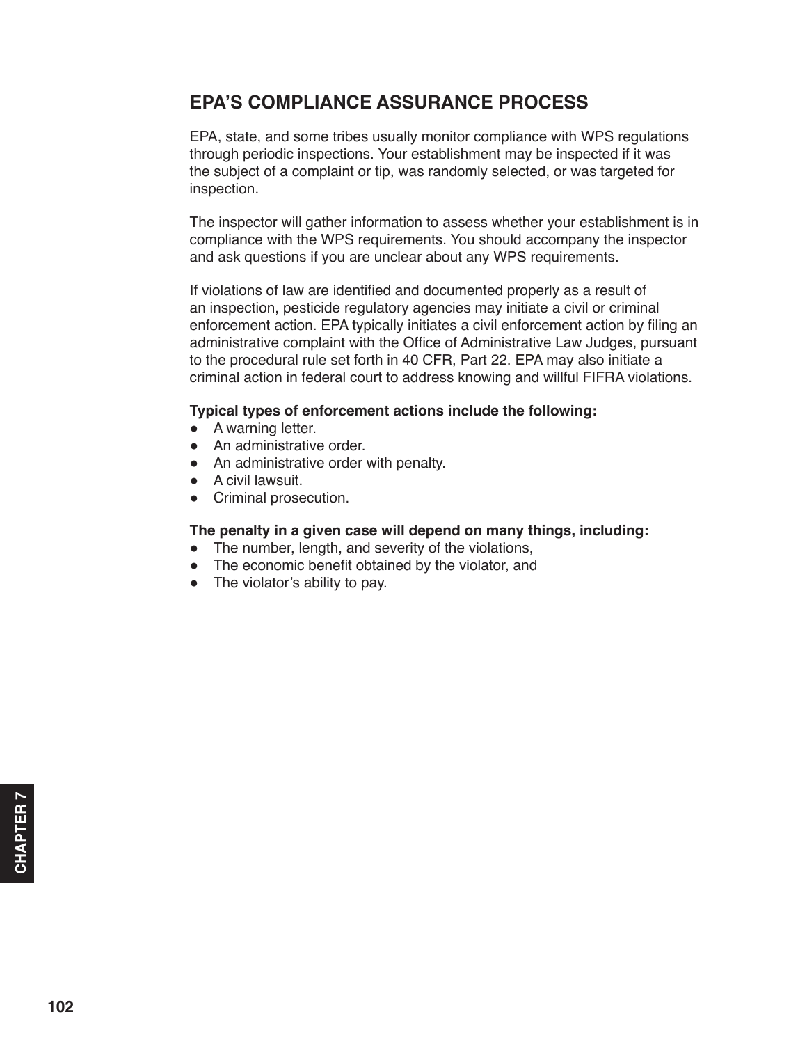## EPA'S COMPLIANCE ASSURANCE PROCESS

EPA, state, and some tribes usually monitor compliance with WPS regulations through periodic inspections. Your establishment may be inspected if it was the subject of a complaint or tip, was randomly selected, or was targeted for inspection.

The inspector will gather information to assess whether your establishment is in compliance with the WPS requirements. You should accompany the inspector and ask questions if you are unclear about any WPS requirements.

If violations of law are identified and documented properly as a result of an inspection, pesticide regulatory agencies may initiate a civil or criminal enforcement action. EPA typically initiates a civil enforcement action by filing an administrative complaint with the Office of Administrative Law Judges, pursuant to the procedural rule set forth in 40 CFR, Part 22. EPA may also initiate a criminal action in federal court to address knowing and willful FIFRA violations.

**Typical types of enforcement actions include the following:**

- A warning letter.
- An administrative order.
- An administrative order with penalty.
- A civil lawsuit.
- Criminal prosecution.

**The penalty in a given case will depend on many things, including:**

- The number, length, and severity of the violations,
- The economic benefit obtained by the violator, and
- The violator's ability to pay.